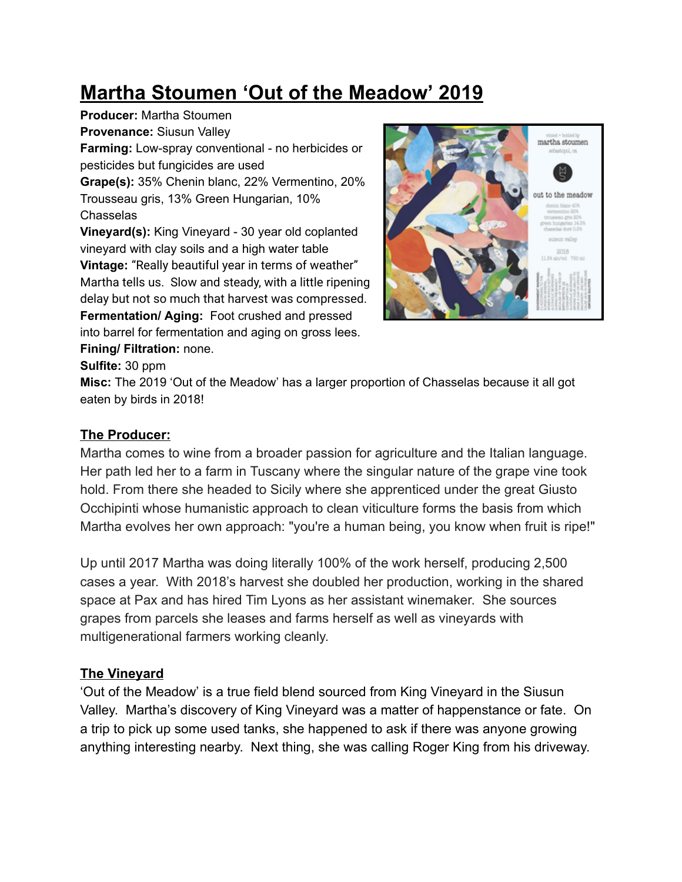# Martha Stoumen 'Out of the Meadow' 2019

**Producer:** Martha Stoumen
**Provenance:** Siusun Valley
**Farming:** Low-spray conventional - no herbicides or pesticides but fungicides are used
**Grape(s):** 35% Chenin blanc, 22% Vermentino, 20% Trousseau gris, 13% Green Hungarian, 10% Chasselas
**Vineyard(s):** King Vineyard - 30 year old coplanted vineyard with clay soils and a high water table
**Vintage:** "Really beautiful year in terms of weather" Martha tells us. Slow and steady, with a little ripening delay but not so much that harvest was compressed.
**Fermentation/ Aging:** Foot crushed and pressed into barrel for fermentation and aging on gross lees.
**Fining/ Filtration:** none.
**Sulfite:** 30 ppm
**Misc:** The 2019 'Out of the Meadow' has a larger proportion of Chasselas because it all got eaten by birds in 2018!

## The Producer:

Martha comes to wine from a broader passion for agriculture and the Italian language. Her path led her to a farm in Tuscany where the singular nature of the grape vine took hold. From there she headed to Sicily where she apprenticed under the great Giusto Occhipinti whose humanistic approach to clean viticulture forms the basis from which Martha evolves her own approach: "you're a human being, you know when fruit is ripe!"

Up until 2017 Martha was doing literally 100% of the work herself, producing 2,500 cases a year. With 2018's harvest she doubled her production, working in the shared space at Pax and has hired Tim Lyons as her assistant winemaker. She sources grapes from parcels she leases and farms herself as well as vineyards with multigenerational farmers working cleanly.

## The Vineyard

'Out of the Meadow' is a true field blend sourced from King Vineyard in the Siusun Valley. Martha's discovery of King Vineyard was a matter of happenstance or fate. On a trip to pick up some used tanks, she happened to ask if there was anyone growing anything interesting nearby. Next thing, she was calling Roger King from his driveway.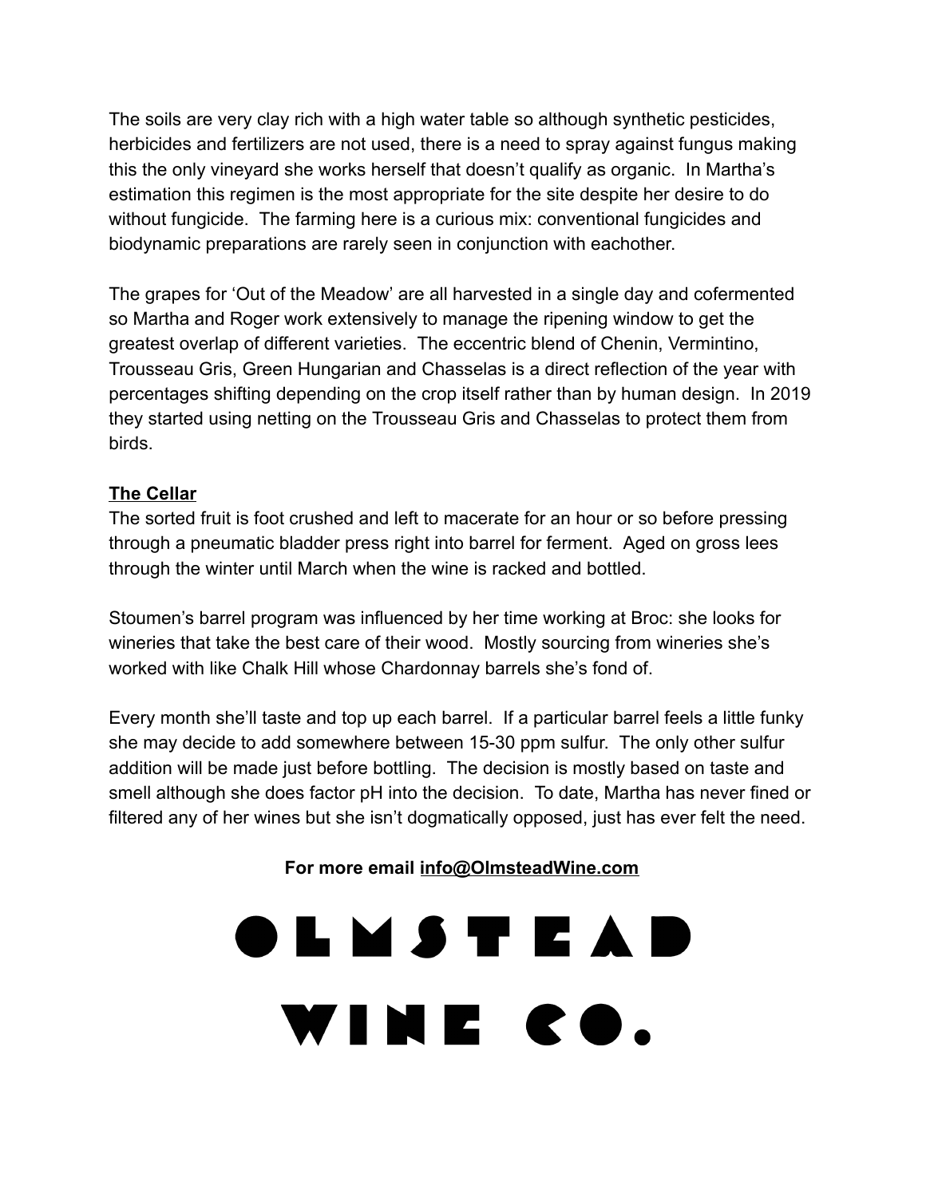The soils are very clay rich with a high water table so although synthetic pesticides, herbicides and fertilizers are not used, there is a need to spray against fungus making this the only vineyard she works herself that doesn't qualify as organic. In Martha's estimation this regimen is the most appropriate for the site despite her desire to do without fungicide. The farming here is a curious mix: conventional fungicides and biodynamic preparations are rarely seen in conjunction with eachother.

The grapes for 'Out of the Meadow' are all harvested in a single day and cofermented so Martha and Roger work extensively to manage the ripening window to get the greatest overlap of different varieties. The eccentric blend of Chenin, Vermintino, Trousseau Gris, Green Hungarian and Chasselas is a direct reflection of the year with percentages shifting depending on the crop itself rather than by human design. In 2019 they started using netting on the Trousseau Gris and Chasselas to protect them from birds.

**The Cellar**

The sorted fruit is foot crushed and left to macerate for an hour or so before pressing through a pneumatic bladder press right into barrel for ferment. Aged on gross lees through the winter until March when the wine is racked and bottled.

Stoumen's barrel program was influenced by her time working at Broc: she looks for wineries that take the best care of their wood. Mostly sourcing from wineries she's worked with like Chalk Hill whose Chardonnay barrels she's fond of.

Every month she'll taste and top up each barrel. If a particular barrel feels a little funky she may decide to add somewhere between 15-30 ppm sulfur. The only other sulfur addition will be made just before bottling. The decision is mostly based on taste and smell although she does factor pH into the decision. To date, Martha has never fined or filtered any of her wines but she isn't dogmatically opposed, just has ever felt the need.

**For more email info@OlmsteadWine.com**

OLMSTEAD

WINE CO.